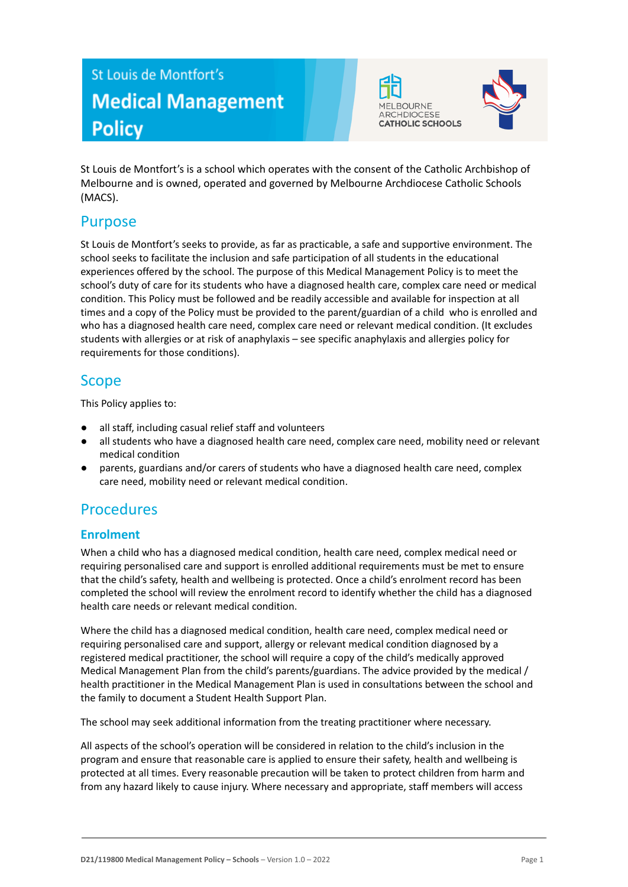# St Louis de Montfort's Medical Management Policy

MELBOURNE ARCHDIOCESE CATHOLIC SCHOOLS

St Louis de Montfort's is a school which operates with the consent of the Catholic Archbishop of Melbourne and is owned, operated and governed by Melbourne Archdiocese Catholic Schools (MACS).

## Purpose

St Louis de Montfort's seeks to provide, as far as practicable, a safe and supportive environment. The school seeks to facilitate the inclusion and safe participation of all students in the educational experiences offered by the school. The purpose of this Medical Management Policy is to meet the school's duty of care for its students who have a diagnosed health care, complex care need or medical condition. This Policy must be followed and be readily accessible and available for inspection at all times and a copy of the Policy must be provided to the parent/guardian of a child who is enrolled and who has a diagnosed health care need, complex care need or relevant medical condition. (It excludes students with allergies or at risk of anaphylaxis – see specific anaphylaxis and allergies policy for requirements for those conditions).

## Scope

This Policy applies to:

- all staff, including casual relief staff and volunteers
- all students who have a diagnosed health care need, complex care need, mobility need or relevant medical condition
- parents, guardians and/or carers of students who have a diagnosed health care need, complex care need, mobility need or relevant medical condition.

## Procedures

### Enrolment

When a child who has a diagnosed medical condition, health care need, complex medical need or requiring personalised care and support is enrolled additional requirements must be met to ensure that the child's safety, health and wellbeing is protected. Once a child's enrolment record has been completed the school will review the enrolment record to identify whether the child has a diagnosed health care needs or relevant medical condition.

Where the child has a diagnosed medical condition, health care need, complex medical need or requiring personalised care and support, allergy or relevant medical condition diagnosed by a registered medical practitioner, the school will require a copy of the child's medically approved Medical Management Plan from the child's parents/guardians. The advice provided by the medical / health practitioner in the Medical Management Plan is used in consultations between the school and the family to document a Student Health Support Plan.

The school may seek additional information from the treating practitioner where necessary.

All aspects of the school's operation will be considered in relation to the child's inclusion in the program and ensure that reasonable care is applied to ensure their safety, health and wellbeing is protected at all times. Every reasonable precaution will be taken to protect children from harm and from any hazard likely to cause injury. Where necessary and appropriate, staff members will access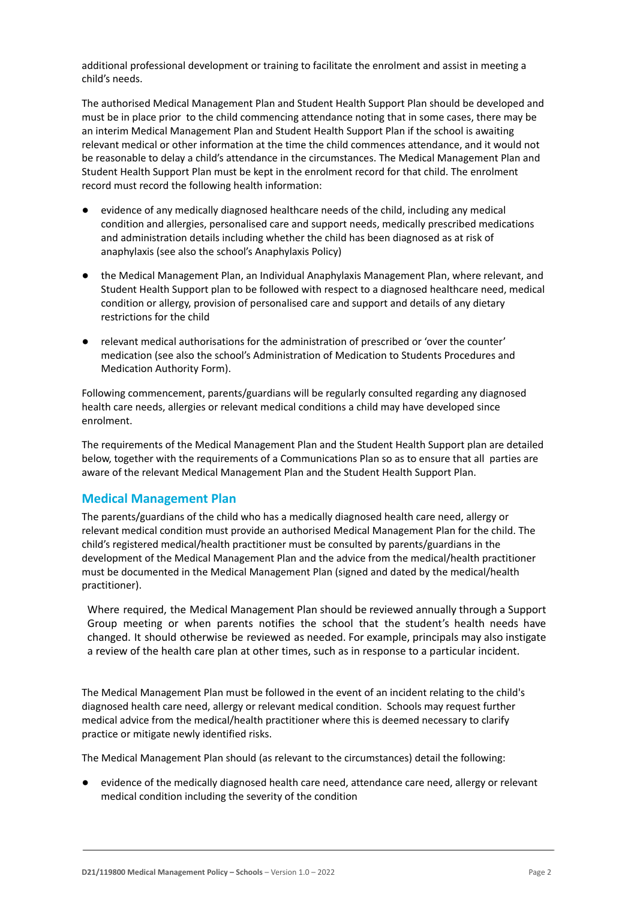additional professional development or training to facilitate the enrolment and assist in meeting a child's needs.

The authorised Medical Management Plan and Student Health Support Plan should be developed and must be in place prior to the child commencing attendance noting that in some cases, there may be an interim Medical Management Plan and Student Health Support Plan if the school is awaiting relevant medical or other information at the time the child commences attendance, and it would not be reasonable to delay a child's attendance in the circumstances. The Medical Management Plan and Student Health Support Plan must be kept in the enrolment record for that child. The enrolment record must record the following health information:

- evidence of any medically diagnosed healthcare needs of the child, including any medical condition and allergies, personalised care and support needs, medically prescribed medications and administration details including whether the child has been diagnosed as at risk of anaphylaxis (see also the school's Anaphylaxis Policy)
- the Medical Management Plan, an Individual Anaphylaxis Management Plan, where relevant, and Student Health Support plan to be followed with respect to a diagnosed healthcare need, medical condition or allergy, provision of personalised care and support and details of any dietary restrictions for the child
- relevant medical authorisations for the administration of prescribed or 'over the counter' medication (see also the school's Administration of Medication to Students Procedures and Medication Authority Form).

Following commencement, parents/guardians will be regularly consulted regarding any diagnosed health care needs, allergies or relevant medical conditions a child may have developed since enrolment.

The requirements of the Medical Management Plan and the Student Health Support plan are detailed below, together with the requirements of a Communications Plan so as to ensure that all parties are aware of the relevant Medical Management Plan and the Student Health Support Plan.

## Medical Management Plan

The parents/guardians of the child who has a medically diagnosed health care need, allergy or relevant medical condition must provide an authorised Medical Management Plan for the child. The child's registered medical/health practitioner must be consulted by parents/guardians in the development of the Medical Management Plan and the advice from the medical/health practitioner must be documented in the Medical Management Plan (signed and dated by the medical/health practitioner).

Where required, the Medical Management Plan should be reviewed annually through a Support Group meeting or when parents notifies the school that the student's health needs have changed. It should otherwise be reviewed as needed. For example, principals may also instigate a review of the health care plan at other times, such as in response to a particular incident.

The Medical Management Plan must be followed in the event of an incident relating to the child's diagnosed health care need, allergy or relevant medical condition. Schools may request further medical advice from the medical/health practitioner where this is deemed necessary to clarify practice or mitigate newly identified risks.

The Medical Management Plan should (as relevant to the circumstances) detail the following:

- evidence of the medically diagnosed health care need, attendance care need, allergy or relevant medical condition including the severity of the condition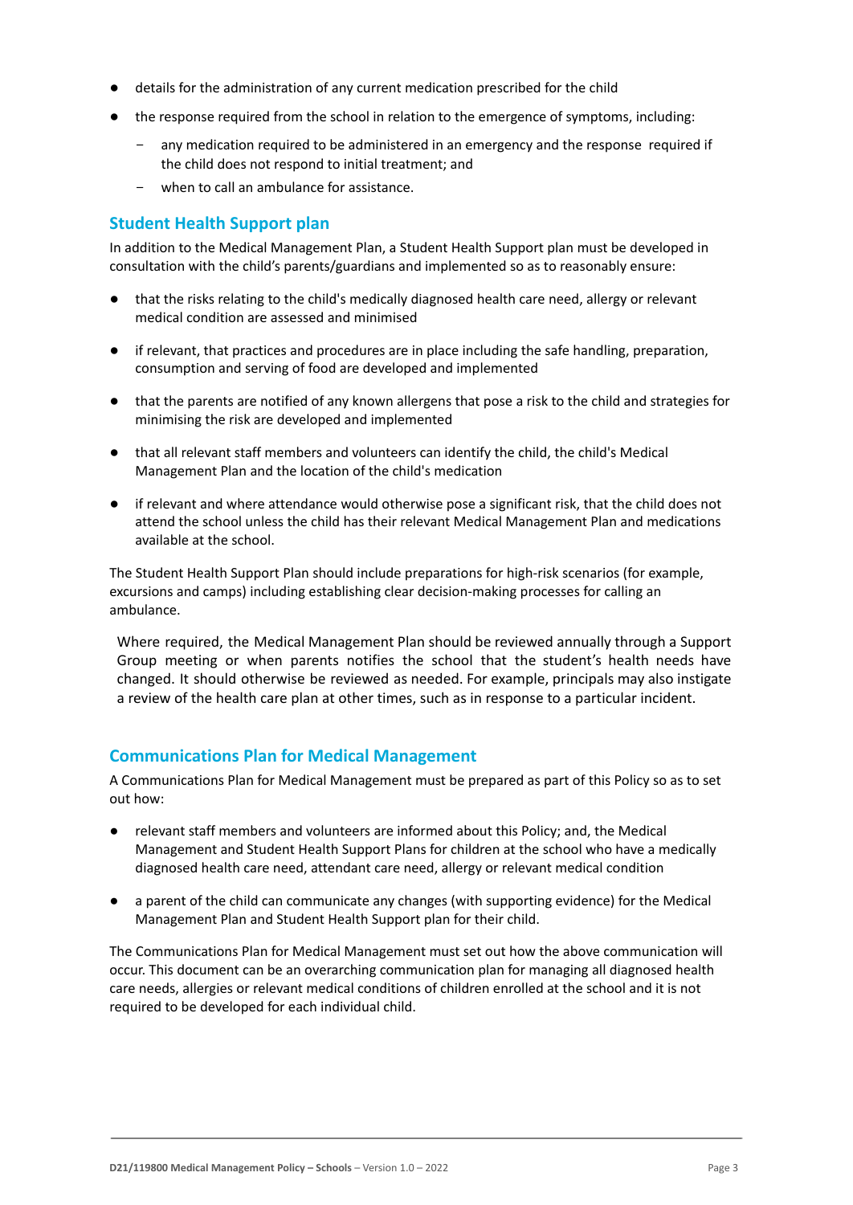- details for the administration of any current medication prescribed for the child
- the response required from the school in relation to the emergence of symptoms, including:
  - any medication required to be administered in an emergency and the response required if the child does not respond to initial treatment; and
  - when to call an ambulance for assistance.

## Student Health Support plan

In addition to the Medical Management Plan, a Student Health Support plan must be developed in consultation with the child's parents/guardians and implemented so as to reasonably ensure:

- that the risks relating to the child's medically diagnosed health care need, allergy or relevant medical condition are assessed and minimised
- if relevant, that practices and procedures are in place including the safe handling, preparation, consumption and serving of food are developed and implemented
- that the parents are notified of any known allergens that pose a risk to the child and strategies for minimising the risk are developed and implemented
- that all relevant staff members and volunteers can identify the child, the child's Medical Management Plan and the location of the child's medication
- if relevant and where attendance would otherwise pose a significant risk, that the child does not attend the school unless the child has their relevant Medical Management Plan and medications available at the school.

The Student Health Support Plan should include preparations for high-risk scenarios (for example, excursions and camps) including establishing clear decision-making processes for calling an ambulance.

Where required, the Medical Management Plan should be reviewed annually through a Support Group meeting or when parents notifies the school that the student's health needs have changed. It should otherwise be reviewed as needed. For example, principals may also instigate a review of the health care plan at other times, such as in response to a particular incident.

## Communications Plan for Medical Management

A Communications Plan for Medical Management must be prepared as part of this Policy so as to set out how:

- relevant staff members and volunteers are informed about this Policy; and, the Medical Management and Student Health Support Plans for children at the school who have a medically diagnosed health care need, attendant care need, allergy or relevant medical condition
- a parent of the child can communicate any changes (with supporting evidence) for the Medical Management Plan and Student Health Support plan for their child.

The Communications Plan for Medical Management must set out how the above communication will occur. This document can be an overarching communication plan for managing all diagnosed health care needs, allergies or relevant medical conditions of children enrolled at the school and it is not required to be developed for each individual child.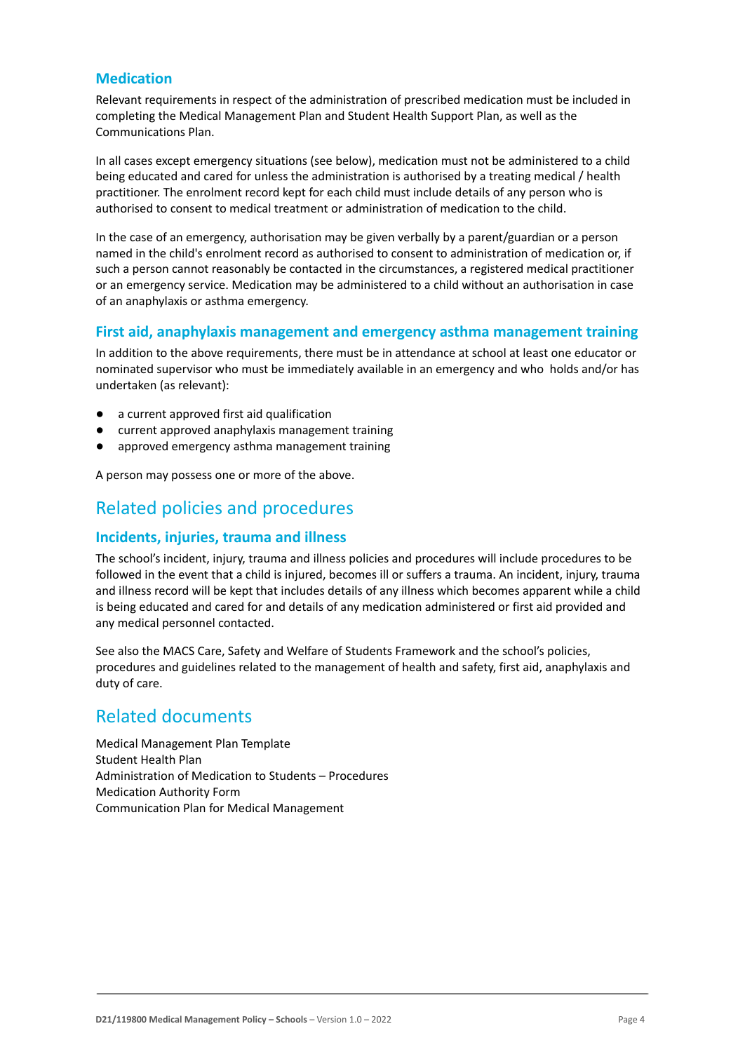### Medication

Relevant requirements in respect of the administration of prescribed medication must be included in completing the Medical Management Plan and Student Health Support Plan, as well as the Communications Plan.

In all cases except emergency situations (see below), medication must not be administered to a child being educated and cared for unless the administration is authorised by a treating medical / health practitioner. The enrolment record kept for each child must include details of any person who is authorised to consent to medical treatment or administration of medication to the child.

In the case of an emergency, authorisation may be given verbally by a parent/guardian or a person named in the child's enrolment record as authorised to consent to administration of medication or, if such a person cannot reasonably be contacted in the circumstances, a registered medical practitioner or an emergency service. Medication may be administered to a child without an authorisation in case of an anaphylaxis or asthma emergency.

### First aid, anaphylaxis management and emergency asthma management training

In addition to the above requirements, there must be in attendance at school at least one educator or nominated supervisor who must be immediately available in an emergency and who holds and/or has undertaken (as relevant):

- a current approved first aid qualification
- current approved anaphylaxis management training
- approved emergency asthma management training

A person may possess one or more of the above.

## Related policies and procedures

### Incidents, injuries, trauma and illness

The school's incident, injury, trauma and illness policies and procedures will include procedures to be followed in the event that a child is injured, becomes ill or suffers a trauma. An incident, injury, trauma and illness record will be kept that includes details of any illness which becomes apparent while a child is being educated and cared for and details of any medication administered or first aid provided and any medical personnel contacted.

See also the MACS Care, Safety and Welfare of Students Framework and the school's policies, procedures and guidelines related to the management of health and safety, first aid, anaphylaxis and duty of care.

## Related documents

Medical Management Plan Template
Student Health Plan
Administration of Medication to Students – Procedures
Medication Authority Form
Communication Plan for Medical Management